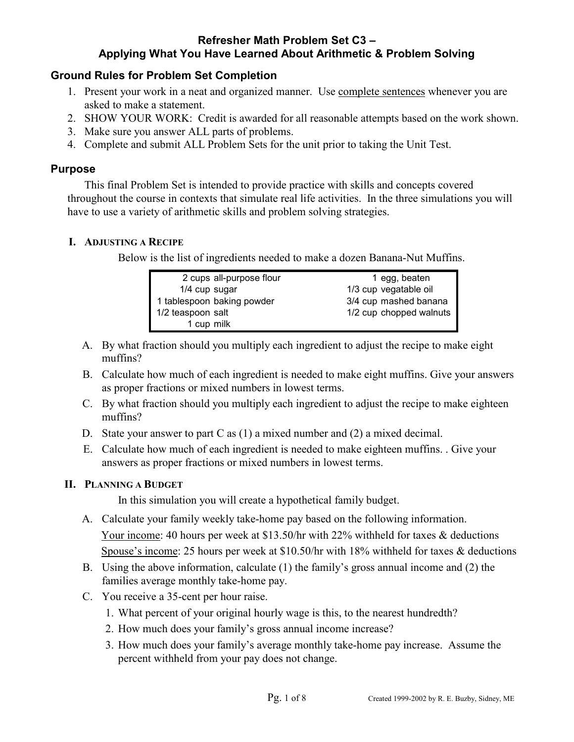# Refresher Math Problem Set C3 – Applying What You Have Learned About Arithmetic & Problem Solving

## Ground Rules for Problem Set Completion

1. Present your work in a neat and organized manner. Use complete sentences whenever you are asked to make a statement.
2. SHOW YOUR WORK: Credit is awarded for all reasonable attempts based on the work shown.
3. Make sure you answer ALL parts of problems.
4. Complete and submit ALL Problem Sets for the unit prior to taking the Unit Test.

## Purpose

This final Problem Set is intended to provide practice with skills and concepts covered throughout the course in contexts that simulate real life activities. In the three simulations you will have to use a variety of arithmetic skills and problem solving strategies.

### I. Adjusting a Recipe

Below is the list of ingredients needed to make a dozen Banana-Nut Muffins.

| Amount | Ingredient | Amount | Ingredient |
|---|---|---|---|
| 2 cups | all-purpose flour | 1 | egg, beaten |
| 1/4 cup | sugar | 1/3 cup | vegatable oil |
| 1 tablespoon | baking powder | 3/4 cup | mashed banana |
| 1/2 teaspoon | salt | 1/2 cup | chopped walnuts |
| 1 cup | milk | | |

A. By what fraction should you multiply each ingredient to adjust the recipe to make eight muffins?

B. Calculate how much of each ingredient is needed to make eight muffins. Give your answers as proper fractions or mixed numbers in lowest terms.

C. By what fraction should you multiply each ingredient to adjust the recipe to make eighteen muffins?

D. State your answer to part C as (1) a mixed number and (2) a mixed decimal.

E. Calculate how much of each ingredient is needed to make eighteen muffins. . Give your answers as proper fractions or mixed numbers in lowest terms.

### II. Planning a Budget

In this simulation you will create a hypothetical family budget.

A. Calculate your family weekly take-home pay based on the following information.

Your income: 40 hours per week at $13.50/hr with 22% withheld for taxes & deductions

Spouse's income: 25 hours per week at $10.50/hr with 18% withheld for taxes & deductions

B. Using the above information, calculate (1) the family's gross annual income and (2) the families average monthly take-home pay.

C. You receive a 35-cent per hour raise.

1. What percent of your original hourly wage is this, to the nearest hundredth?
2. How much does your family's gross annual income increase?
3. How much does your family's average monthly take-home pay increase. Assume the percent withheld from your pay does not change.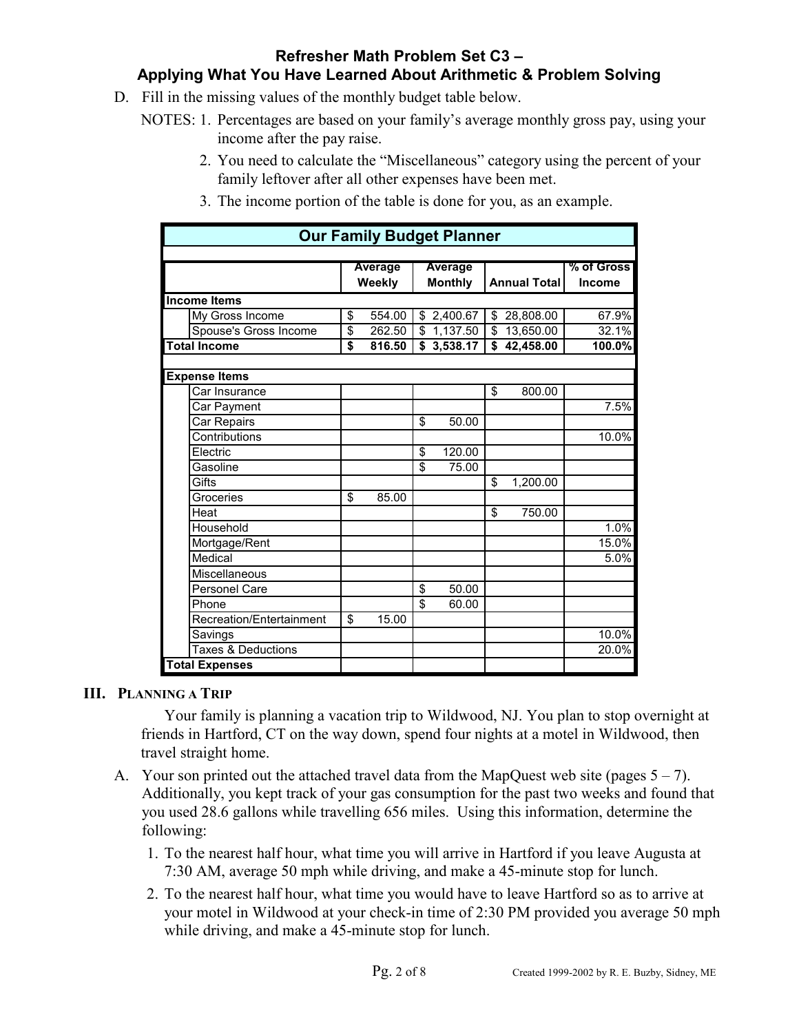## Refresher Math Problem Set C3 –
## Applying What You Have Learned About Arithmetic & Problem Solving

D. Fill in the missing values of the monthly budget table below.

NOTES: 1. Percentages are based on your family's average monthly gross pay, using your income after the pay raise.

2. You need to calculate the "Miscellaneous" category using the percent of your family leftover after all other expenses have been met.

3. The income portion of the table is done for you, as an example.

| Our Family Budget Planner | | Average Weekly | Average Monthly | Annual Total | % of Gross Income |
|---|---|---|---|---|---|
| **Income Items** | | | | | |
| | My Gross Income | $ 554.00 | $ 2,400.67 | $ 28,808.00 | 67.9% |
| | Spouse's Gross Income | $ 262.50 | $ 1,137.50 | $ 13,650.00 | 32.1% |
| **Total Income** | | **$ 816.50** | **$ 3,538.17** | **$ 42,458.00** | **100.0%** |
| | | | | | |
| **Expense Items** | | | | | |
| | Car Insurance | | | $ 800.00 | |
| | Car Payment | | | | 7.5% |
| | Car Repairs | | $ 50.00 | | |
| | Contributions | | | | 10.0% |
| | Electric | | $ 120.00 | | |
| | Gasoline | | $ 75.00 | | |
| | Gifts | | | $ 1,200.00 | |
| | Groceries | $ 85.00 | | | |
| | Heat | | | $ 750.00 | |
| | Household | | | | 1.0% |
| | Mortgage/Rent | | | | 15.0% |
| | Medical | | | | 5.0% |
| | Miscellaneous | | | | |
| | Personel Care | | $ 50.00 | | |
| | Phone | | $ 60.00 | | |
| | Recreation/Entertainment | $ 15.00 | | | |
| | Savings | | | | 10.0% |
| | Taxes & Deductions | | | | 20.0% |
| **Total Expenses** | | | | | |

## III. Planning a Trip

Your family is planning a vacation trip to Wildwood, NJ. You plan to stop overnight at friends in Hartford, CT on the way down, spend four nights at a motel in Wildwood, then travel straight home.

A. Your son printed out the attached travel data from the MapQuest web site (pages 5 – 7). Additionally, you kept track of your gas consumption for the past two weeks and found that you used 28.6 gallons while travelling 656 miles. Using this information, determine the following:

1. To the nearest half hour, what time you will arrive in Hartford if you leave Augusta at 7:30 AM, average 50 mph while driving, and make a 45-minute stop for lunch.
2. To the nearest half hour, what time you would have to leave Hartford so as to arrive at your motel in Wildwood at your check-in time of 2:30 PM provided you average 50 mph while driving, and make a 45-minute stop for lunch.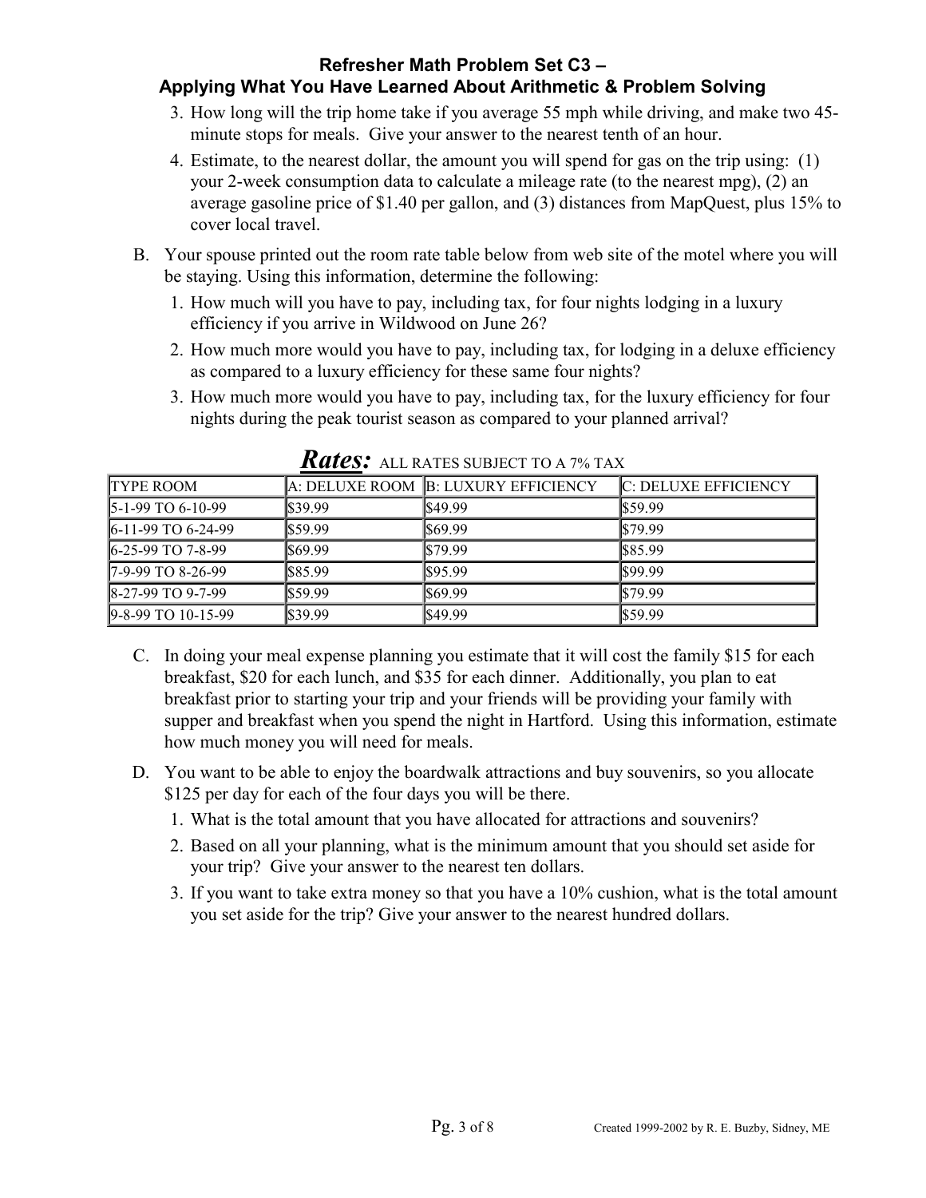**Refresher Math Problem Set C3 –**
**Applying What You Have Learned About Arithmetic & Problem Solving**

3. How long will the trip home take if you average 55 mph while driving, and make two 45-minute stops for meals. Give your answer to the nearest tenth of an hour.
4. Estimate, to the nearest dollar, the amount you will spend for gas on the trip using: (1) your 2-week consumption data to calculate a mileage rate (to the nearest mpg), (2) an average gasoline price of $1.40 per gallon, and (3) distances from MapQuest, plus 15% to cover local travel.

B. Your spouse printed out the room rate table below from web site of the motel where you will be staying. Using this information, determine the following:

1. How much will you have to pay, including tax, for four nights lodging in a luxury efficiency if you arrive in Wildwood on June 26?
2. How much more would you have to pay, including tax, for lodging in a deluxe efficiency as compared to a luxury efficiency for these same four nights?
3. How much more would you have to pay, including tax, for the luxury efficiency for four nights during the peak tourist season as compared to your planned arrival?

***Rates:*** ALL RATES SUBJECT TO A 7% TAX

| TYPE ROOM | A: DELUXE ROOM | B: LUXURY EFFICIENCY | C: DELUXE EFFICIENCY |
|---|---|---|---|
| 5-1-99 TO 6-10-99 | $39.99 | $49.99 | $59.99 |
| 6-11-99 TO 6-24-99 | $59.99 | $69.99 | $79.99 |
| 6-25-99 TO 7-8-99 | $69.99 | $79.99 | $85.99 |
| 7-9-99 TO 8-26-99 | $85.99 | $95.99 | $99.99 |
| 8-27-99 TO 9-7-99 | $59.99 | $69.99 | $79.99 |
| 9-8-99 TO 10-15-99 | $39.99 | $49.99 | $59.99 |

C. In doing your meal expense planning you estimate that it will cost the family $15 for each breakfast, $20 for each lunch, and $35 for each dinner. Additionally, you plan to eat breakfast prior to starting your trip and your friends will be providing your family with supper and breakfast when you spend the night in Hartford. Using this information, estimate how much money you will need for meals.

D. You want to be able to enjoy the boardwalk attractions and buy souvenirs, so you allocate $125 per day for each of the four days you will be there.

1. What is the total amount that you have allocated for attractions and souvenirs?
2. Based on all your planning, what is the minimum amount that you should set aside for your trip? Give your answer to the nearest ten dollars.
3. If you want to take extra money so that you have a 10% cushion, what is the total amount you set aside for the trip? Give your answer to the nearest hundred dollars.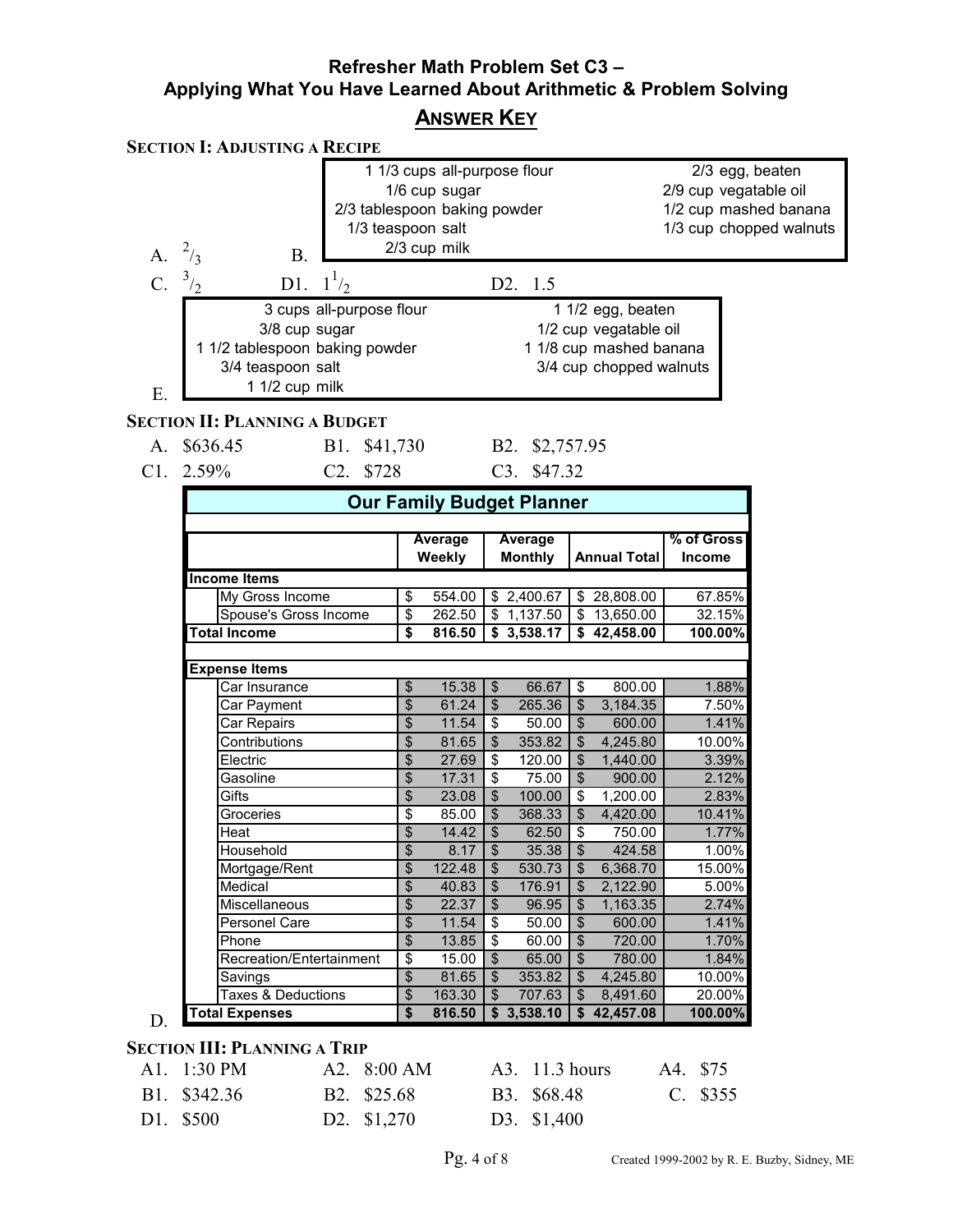# Refresher Math Problem Set C3 – Applying What You Have Learned About Arithmetic & Problem Solving

## Answer Key

### Section I: Adjusting a Recipe

A. $^{2}/_{3}$

B.

| | |
|---|---|
| 1 1/3 cups all-purpose flour | 2/3 egg, beaten |
| 1/6 cup sugar | 2/9 cup vegatable oil |
| 2/3 tablespoon baking powder | 1/2 cup mashed banana |
| 1/3 teaspoon salt | 1/3 cup chopped walnuts |
| 2/3 cup milk | |

C. $^{3}/_{2}$ D1. $1^{1}/_{2}$ D2. 1.5

E.

| | |
|---|---|
| 3 cups all-purpose flour | 1 1/2 egg, beaten |
| 3/8 cup sugar | 1/2 cup vegatable oil |
| 1 1/2 tablespoon baking powder | 1 1/8 cup mashed banana |
| 3/4 teaspoon salt | 3/4 cup chopped walnuts |
| 1 1/2 cup milk | |

### Section II: Planning a Budget

A. $636.45 B1. $41,730 B2. $2,757.95

C1. 2.59% C2. $728 C3. $47.32

D.

| Our Family Budget Planner | Average Weekly | Average Monthly | Annual Total | % of Gross Income |
|---|---|---|---|---|
| **Income Items** | | | | |
| My Gross Income | $ 554.00 | $ 2,400.67 | $ 28,808.00 | 67.85% |
| Spouse's Gross Income | $ 262.50 | $ 1,137.50 | $ 13,650.00 | 32.15% |
| **Total Income** | **$ 816.50** | **$ 3,538.17** | **$ 42,458.00** | **100.00%** |
| **Expense Items** | | | | |
| Car Insurance | $ 15.38 | $ 66.67 | $ 800.00 | 1.88% |
| Car Payment | $ 61.24 | $ 265.36 | $ 3,184.35 | 7.50% |
| Car Repairs | $ 11.54 | $ 50.00 | $ 600.00 | 1.41% |
| Contributions | $ 81.65 | $ 353.82 | $ 4,245.80 | 10.00% |
| Electric | $ 27.69 | $ 120.00 | $ 1,440.00 | 3.39% |
| Gasoline | $ 17.31 | $ 75.00 | $ 900.00 | 2.12% |
| Gifts | $ 23.08 | $ 100.00 | $ 1,200.00 | 2.83% |
| Groceries | $ 85.00 | $ 368.33 | $ 4,420.00 | 10.41% |
| Heat | $ 14.42 | $ 62.50 | $ 750.00 | 1.77% |
| Household | $ 8.17 | $ 35.38 | $ 424.58 | 1.00% |
| Mortgage/Rent | $ 122.48 | $ 530.73 | $ 6,368.70 | 15.00% |
| Medical | $ 40.83 | $ 176.91 | $ 2,122.90 | 5.00% |
| Miscellaneous | $ 22.37 | $ 96.95 | $ 1,163.35 | 2.74% |
| Personel Care | $ 11.54 | $ 50.00 | $ 600.00 | 1.41% |
| Phone | $ 13.85 | $ 60.00 | $ 720.00 | 1.70% |
| Recreation/Entertainment | $ 15.00 | $ 65.00 | $ 780.00 | 1.84% |
| Savings | $ 81.65 | $ 353.82 | $ 4,245.80 | 10.00% |
| Taxes & Deductions | $ 163.30 | $ 707.63 | $ 8,491.60 | 20.00% |
| **Total Expenses** | **$ 816.50** | **$ 3,538.10** | **$ 42,457.08** | **100.00%** |

### Section III: Planning a Trip

A1. 1:30 PM A2. 8:00 AM A3. 11.3 hours A4. $75

B1. $342.36 B2. $25.68 B3. $68.48 C. $355

D1. $500 D2. $1,270 D3. $1,400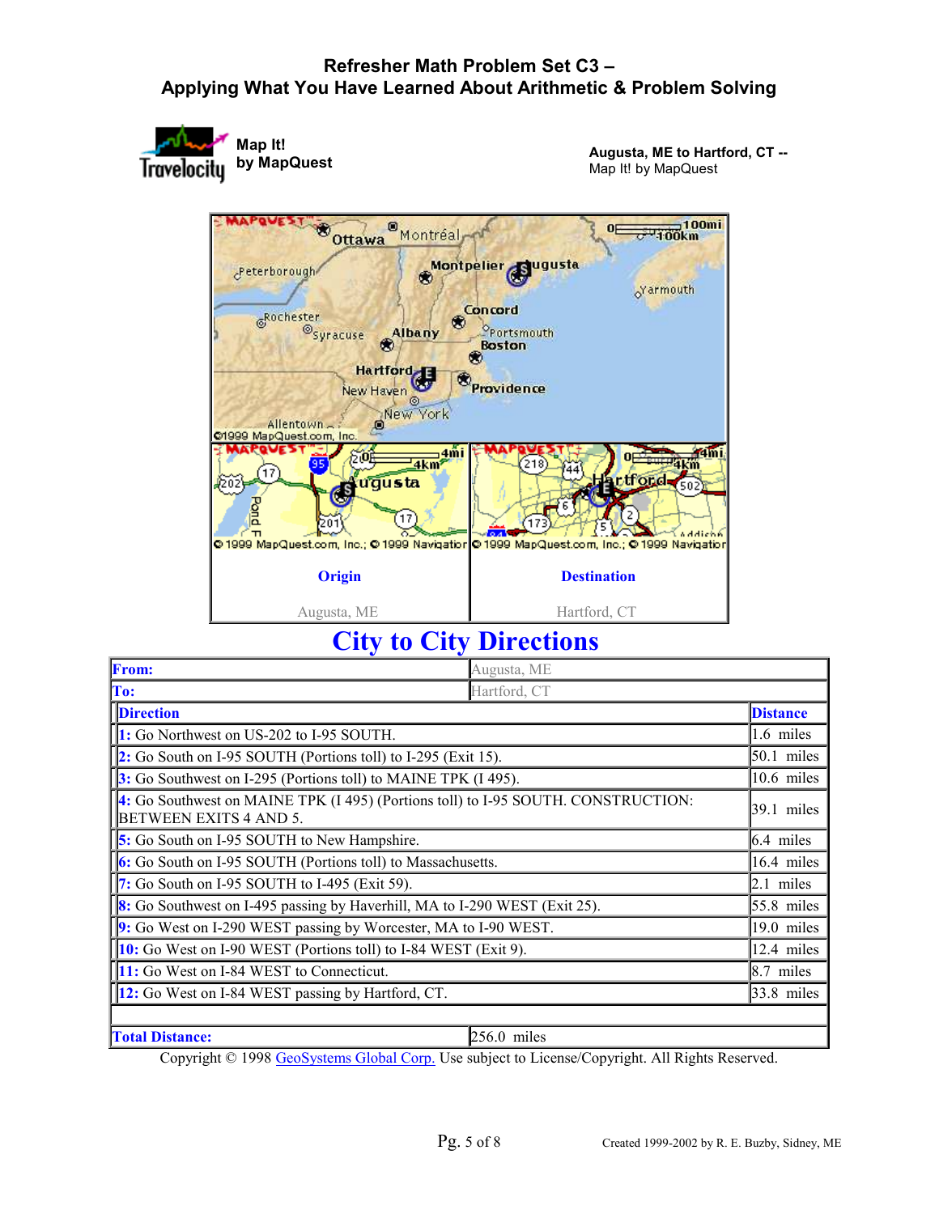# Refresher Math Problem Set C3 – Applying What You Have Learned About Arithmetic & Problem Solving

**Map It! by MapQuest**

**Augusta, ME to Hartford, CT --**
Map It! by MapQuest

| Origin | Destination |
| --- | --- |
| Augusta, ME | Hartford, CT |

## City to City Directions

| | |
| --- | --- |
| **From:** | Augusta, ME |
| **To:** | Hartford, CT |

| Direction | Distance |
| --- | --- |
| 1: Go Northwest on US-202 to I-95 SOUTH. | 1.6 miles |
| 2: Go South on I-95 SOUTH (Portions toll) to I-295 (Exit 15). | 50.1 miles |
| 3: Go Southwest on I-295 (Portions toll) to MAINE TPK (I 495). | 10.6 miles |
| 4: Go Southwest on MAINE TPK (I 495) (Portions toll) to I-95 SOUTH. CONSTRUCTION: BETWEEN EXITS 4 AND 5. | 39.1 miles |
| 5: Go South on I-95 SOUTH to New Hampshire. | 6.4 miles |
| 6: Go South on I-95 SOUTH (Portions toll) to Massachusetts. | 16.4 miles |
| 7: Go South on I-95 SOUTH to I-495 (Exit 59). | 2.1 miles |
| 8: Go Southwest on I-495 passing by Haverhill, MA to I-290 WEST (Exit 25). | 55.8 miles |
| 9: Go West on I-290 WEST passing by Worcester, MA to I-90 WEST. | 19.0 miles |
| 10: Go West on I-90 WEST (Portions toll) to I-84 WEST (Exit 9). | 12.4 miles |
| 11: Go West on I-84 WEST to Connecticut. | 8.7 miles |
| 12: Go West on I-84 WEST passing by Hartford, CT. | 33.8 miles |
| | |
| **Total Distance:** | 256.0 miles |

Copyright © 1998 GeoSystems Global Corp. Use subject to License/Copyright. All Rights Reserved.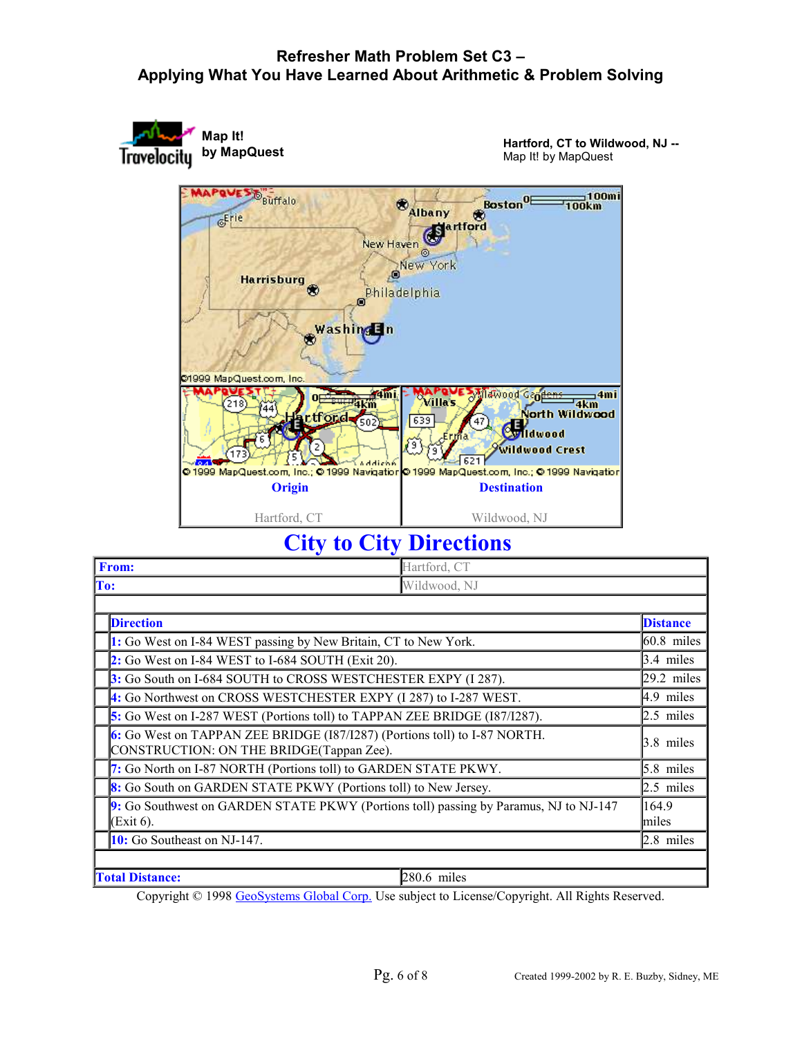# Refresher Math Problem Set C3 – Applying What You Have Learned About Arithmetic & Problem Solving

**Map It! by MapQuest**

**Hartford, CT to Wildwood, NJ --**
Map It! by MapQuest

| Origin | Destination |
|---|---|
| Hartford, CT | Wildwood, NJ |

## City to City Directions

| | |
|---|---|
| **From:** | Hartford, CT |
| **To:** | Wildwood, NJ |

| Direction | Distance |
|---|---|
| **1:** Go West on I-84 WEST passing by New Britain, CT to New York. | 60.8 miles |
| **2:** Go West on I-84 WEST to I-684 SOUTH (Exit 20). | 3.4 miles |
| **3:** Go South on I-684 SOUTH to CROSS WESTCHESTER EXPY (I 287). | 29.2 miles |
| **4:** Go Northwest on CROSS WESTCHESTER EXPY (I 287) to I-287 WEST. | 4.9 miles |
| **5:** Go West on I-287 WEST (Portions toll) to TAPPAN ZEE BRIDGE (I87/I287). | 2.5 miles |
| **6:** Go West on TAPPAN ZEE BRIDGE (I87/I287) (Portions toll) to I-87 NORTH. CONSTRUCTION: ON THE BRIDGE(Tappan Zee). | 3.8 miles |
| **7:** Go North on I-87 NORTH (Portions toll) to GARDEN STATE PKWY. | 5.8 miles |
| **8:** Go South on GARDEN STATE PKWY (Portions toll) to New Jersey. | 2.5 miles |
| **9:** Go Southwest on GARDEN STATE PKWY (Portions toll) passing by Paramus, NJ to NJ-147 (Exit 6). | 164.9 miles |
| **10:** Go Southeast on NJ-147. | 2.8 miles |

| | |
|---|---|
| **Total Distance:** | 280.6 miles |

Copyright © 1998 GeoSystems Global Corp. Use subject to License/Copyright. All Rights Reserved.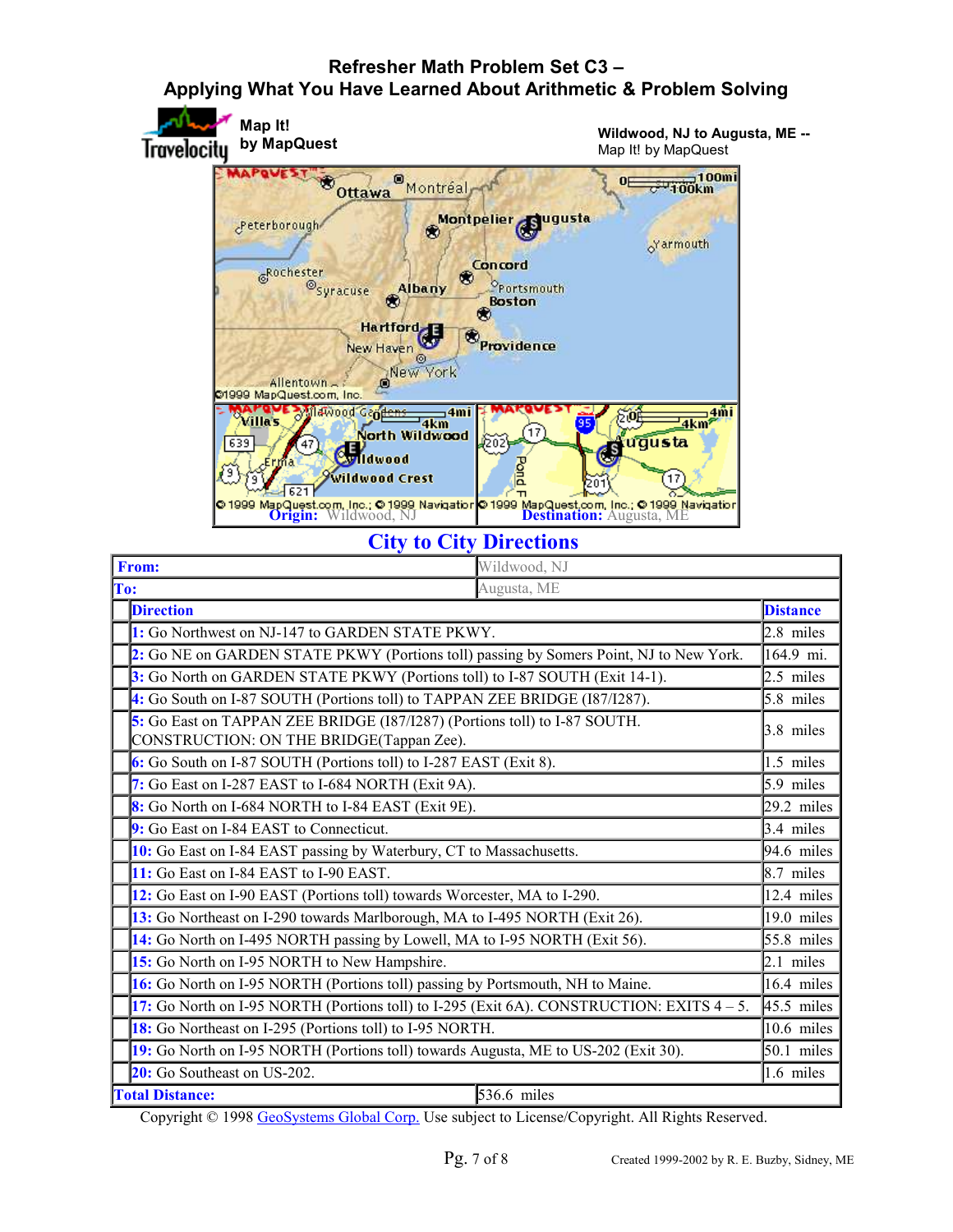# Refresher Math Problem Set C3 – Applying What You Have Learned About Arithmetic & Problem Solving

Map It! by MapQuest

Wildwood, NJ to Augusta, ME -- Map It! by MapQuest

Origin: Wildwood, NJ

Destination: Augusta, ME

## City to City Directions

| From: | Wildwood, NJ |
|---|---|
| To: | Augusta, ME |

| Direction | Distance |
|---|---|
| 1: Go Northwest on NJ-147 to GARDEN STATE PKWY. | 2.8 miles |
| 2: Go NE on GARDEN STATE PKWY (Portions toll) passing by Somers Point, NJ to New York. | 164.9 mi. |
| 3: Go North on GARDEN STATE PKWY (Portions toll) to I-87 SOUTH (Exit 14-1). | 2.5 miles |
| 4: Go South on I-87 SOUTH (Portions toll) to TAPPAN ZEE BRIDGE (I87/I287). | 5.8 miles |
| 5: Go East on TAPPAN ZEE BRIDGE (I87/I287) (Portions toll) to I-87 SOUTH. CONSTRUCTION: ON THE BRIDGE(Tappan Zee). | 3.8 miles |
| 6: Go South on I-87 SOUTH (Portions toll) to I-287 EAST (Exit 8). | 1.5 miles |
| 7: Go East on I-287 EAST to I-684 NORTH (Exit 9A). | 5.9 miles |
| 8: Go North on I-684 NORTH to I-84 EAST (Exit 9E). | 29.2 miles |
| 9: Go East on I-84 EAST to Connecticut. | 3.4 miles |
| 10: Go East on I-84 EAST passing by Waterbury, CT to Massachusetts. | 94.6 miles |
| 11: Go East on I-84 EAST to I-90 EAST. | 8.7 miles |
| 12: Go East on I-90 EAST (Portions toll) towards Worcester, MA to I-290. | 12.4 miles |
| 13: Go Northeast on I-290 towards Marlborough, MA to I-495 NORTH (Exit 26). | 19.0 miles |
| 14: Go North on I-495 NORTH passing by Lowell, MA to I-95 NORTH (Exit 56). | 55.8 miles |
| 15: Go North on I-95 NORTH to New Hampshire. | 2.1 miles |
| 16: Go North on I-95 NORTH (Portions toll) passing by Portsmouth, NH to Maine. | 16.4 miles |
| 17: Go North on I-95 NORTH (Portions toll) to I-295 (Exit 6A). CONSTRUCTION: EXITS 4 – 5. | 45.5 miles |
| 18: Go Northeast on I-295 (Portions toll) to I-95 NORTH. | 10.6 miles |
| 19: Go North on I-95 NORTH (Portions toll) towards Augusta, ME to US-202 (Exit 30). | 50.1 miles |
| 20: Go Southeast on US-202. | 1.6 miles |
| **Total Distance:** | 536.6 miles |

Copyright © 1998 GeoSystems Global Corp. Use subject to License/Copyright. All Rights Reserved.

Created 1999-2002 by R. E. Buzby, Sidney, ME